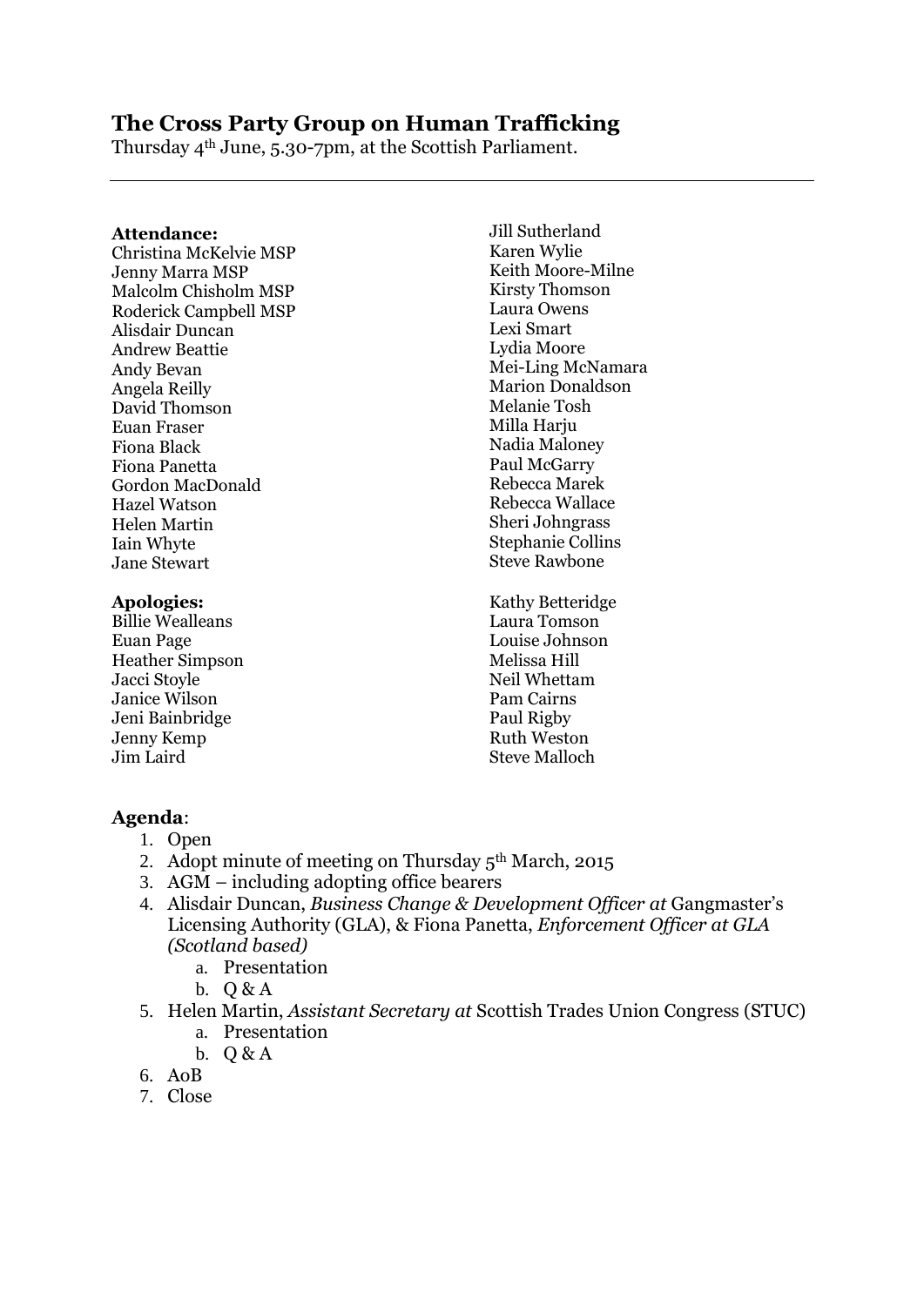# The Cross Party Group on Human Trafficking

Thursday 4th June, 5.30-7pm, at the Scottish Parliament.

---

**Attendance:**

Christina McKelvie MSP
Jenny Marra MSP
Malcolm Chisholm MSP
Roderick Campbell MSP
Alisdair Duncan
Andrew Beattie
Andy Bevan
Angela Reilly
David Thomson
Euan Fraser
Fiona Black
Fiona Panetta
Gordon MacDonald
Hazel Watson
Helen Martin
Iain Whyte
Jane Stewart
Jill Sutherland
Karen Wylie
Keith Moore-Milne
Kirsty Thomson
Laura Owens
Lexi Smart
Lydia Moore
Mei-Ling McNamara
Marion Donaldson
Melanie Tosh
Milla Harju
Nadia Maloney
Paul McGarry
Rebecca Marek
Rebecca Wallace
Sheri Johngrass
Stephanie Collins
Steve Rawbone

**Apologies:**

Billie Wealleans
Euan Page
Heather Simpson
Jacci Stoyle
Janice Wilson
Jeni Bainbridge
Jenny Kemp
Jim Laird
Kathy Betteridge
Laura Tomson
Louise Johnson
Melissa Hill
Neil Whettam
Pam Cairns
Paul Rigby
Ruth Weston
Steve Malloch

**Agenda**:

1. Open
2. Adopt minute of meeting on Thursday 5th March, 2015
3. AGM – including adopting office bearers
4. Alisdair Duncan, *Business Change & Development Officer at* Gangmaster's Licensing Authority (GLA), & Fiona Panetta, *Enforcement Officer at GLA (Scotland based)*
    a. Presentation
    b. Q & A
5. Helen Martin, *Assistant Secretary at* Scottish Trades Union Congress (STUC)
    a. Presentation
    b. Q & A
6. AoB
7. Close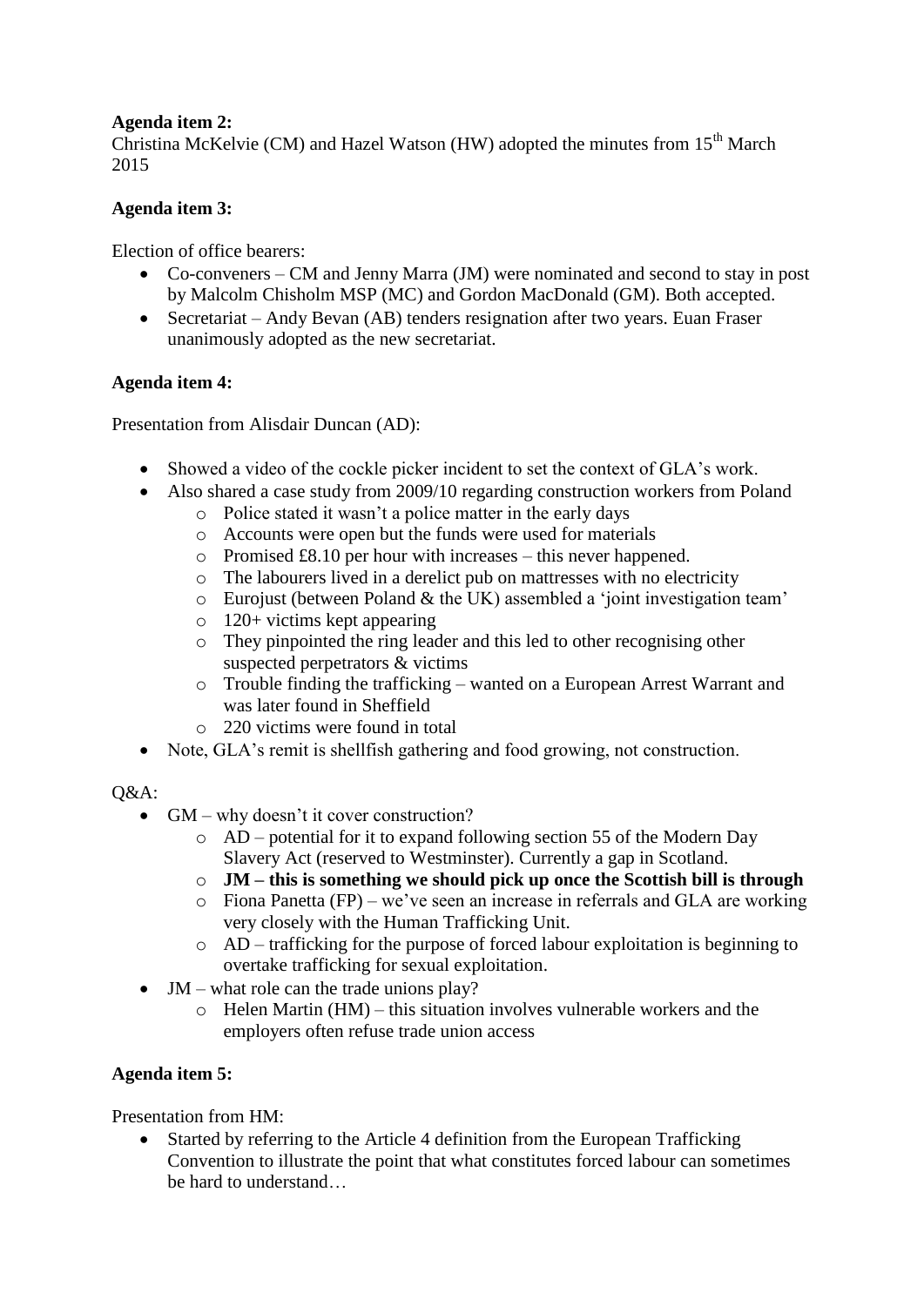**Agenda item 2:**
Christina McKelvie (CM) and Hazel Watson (HW) adopted the minutes from 15th March 2015

**Agenda item 3:**

Election of office bearers:

- Co-conveners – CM and Jenny Marra (JM) were nominated and second to stay in post by Malcolm Chisholm MSP (MC) and Gordon MacDonald (GM). Both accepted.
- Secretariat – Andy Bevan (AB) tenders resignation after two years. Euan Fraser unanimously adopted as the new secretariat.

**Agenda item 4:**

Presentation from Alisdair Duncan (AD):

- Showed a video of the cockle picker incident to set the context of GLA's work.
- Also shared a case study from 2009/10 regarding construction workers from Poland
  - Police stated it wasn't a police matter in the early days
  - Accounts were open but the funds were used for materials
  - Promised £8.10 per hour with increases – this never happened.
  - The labourers lived in a derelict pub on mattresses with no electricity
  - Eurojust (between Poland & the UK) assembled a 'joint investigation team'
  - 120+ victims kept appearing
  - They pinpointed the ring leader and this led to other recognising other suspected perpetrators & victims
  - Trouble finding the trafficking – wanted on a European Arrest Warrant and was later found in Sheffield
  - 220 victims were found in total
- Note, GLA's remit is shellfish gathering and food growing, not construction.

Q&A:

- GM – why doesn't it cover construction?
  - AD – potential for it to expand following section 55 of the Modern Day Slavery Act (reserved to Westminster). Currently a gap in Scotland.
  - **JM – this is something we should pick up once the Scottish bill is through**
  - Fiona Panetta (FP) – we've seen an increase in referrals and GLA are working very closely with the Human Trafficking Unit.
  - AD – trafficking for the purpose of forced labour exploitation is beginning to overtake trafficking for sexual exploitation.
- JM – what role can the trade unions play?
  - Helen Martin (HM) – this situation involves vulnerable workers and the employers often refuse trade union access

**Agenda item 5:**

Presentation from HM:

- Started by referring to the Article 4 definition from the European Trafficking Convention to illustrate the point that what constitutes forced labour can sometimes be hard to understand…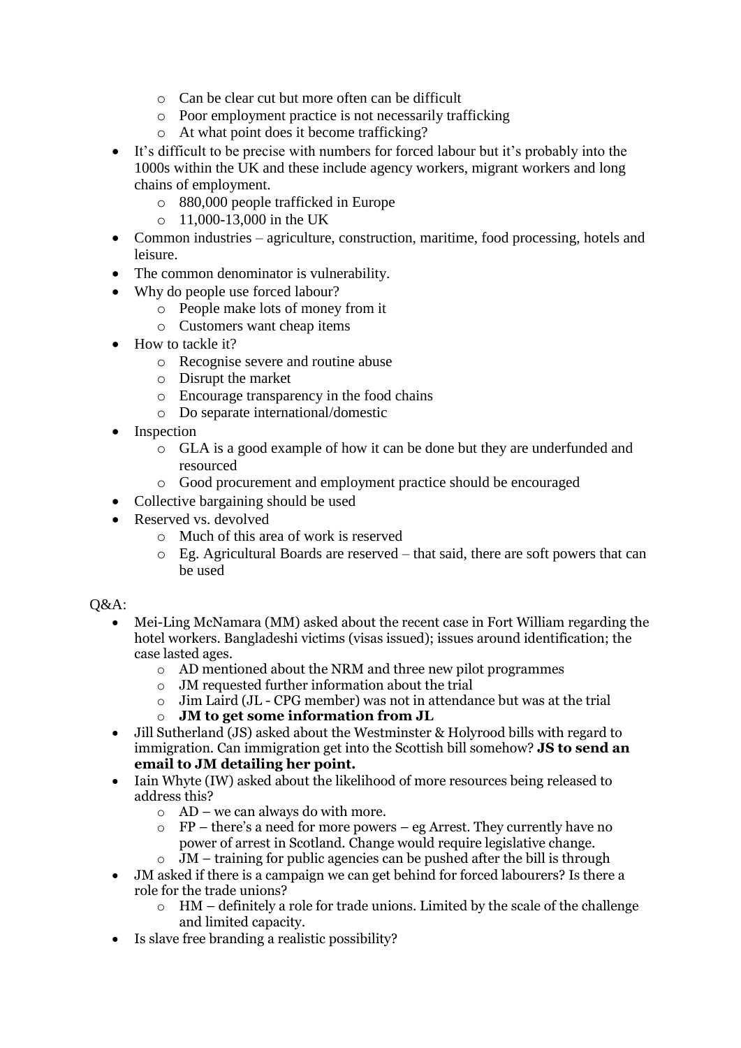- Can be clear cut but more often can be difficult
    - Poor employment practice is not necessarily trafficking
    - At what point does it become trafficking?
- It's difficult to be precise with numbers for forced labour but it's probably into the 1000s within the UK and these include agency workers, migrant workers and long chains of employment.
    - 880,000 people trafficked in Europe
    - 11,000-13,000 in the UK
- Common industries – agriculture, construction, maritime, food processing, hotels and leisure.
- The common denominator is vulnerability.
- Why do people use forced labour?
    - People make lots of money from it
    - Customers want cheap items
- How to tackle it?
    - Recognise severe and routine abuse
    - Disrupt the market
    - Encourage transparency in the food chains
    - Do separate international/domestic
- Inspection
    - GLA is a good example of how it can be done but they are underfunded and resourced
    - Good procurement and employment practice should be encouraged
- Collective bargaining should be used
- Reserved vs. devolved
    - Much of this area of work is reserved
    - Eg. Agricultural Boards are reserved – that said, there are soft powers that can be used

Q&A:

- Mei-Ling McNamara (MM) asked about the recent case in Fort William regarding the hotel workers. Bangladeshi victims (visas issued); issues around identification; the case lasted ages.
    - AD mentioned about the NRM and three new pilot programmes
    - JM requested further information about the trial
    - Jim Laird (JL - CPG member) was not in attendance but was at the trial
    - **JM to get some information from JL**
- Jill Sutherland (JS) asked about the Westminster & Holyrood bills with regard to immigration. Can immigration get into the Scottish bill somehow? **JS to send an email to JM detailing her point.**
- Iain Whyte (IW) asked about the likelihood of more resources being released to address this?
    - AD – we can always do with more.
    - FP – there's a need for more powers – eg Arrest. They currently have no power of arrest in Scotland. Change would require legislative change.
    - JM – training for public agencies can be pushed after the bill is through
- JM asked if there is a campaign we can get behind for forced labourers? Is there a role for the trade unions?
    - HM – definitely a role for trade unions. Limited by the scale of the challenge and limited capacity.
- Is slave free branding a realistic possibility?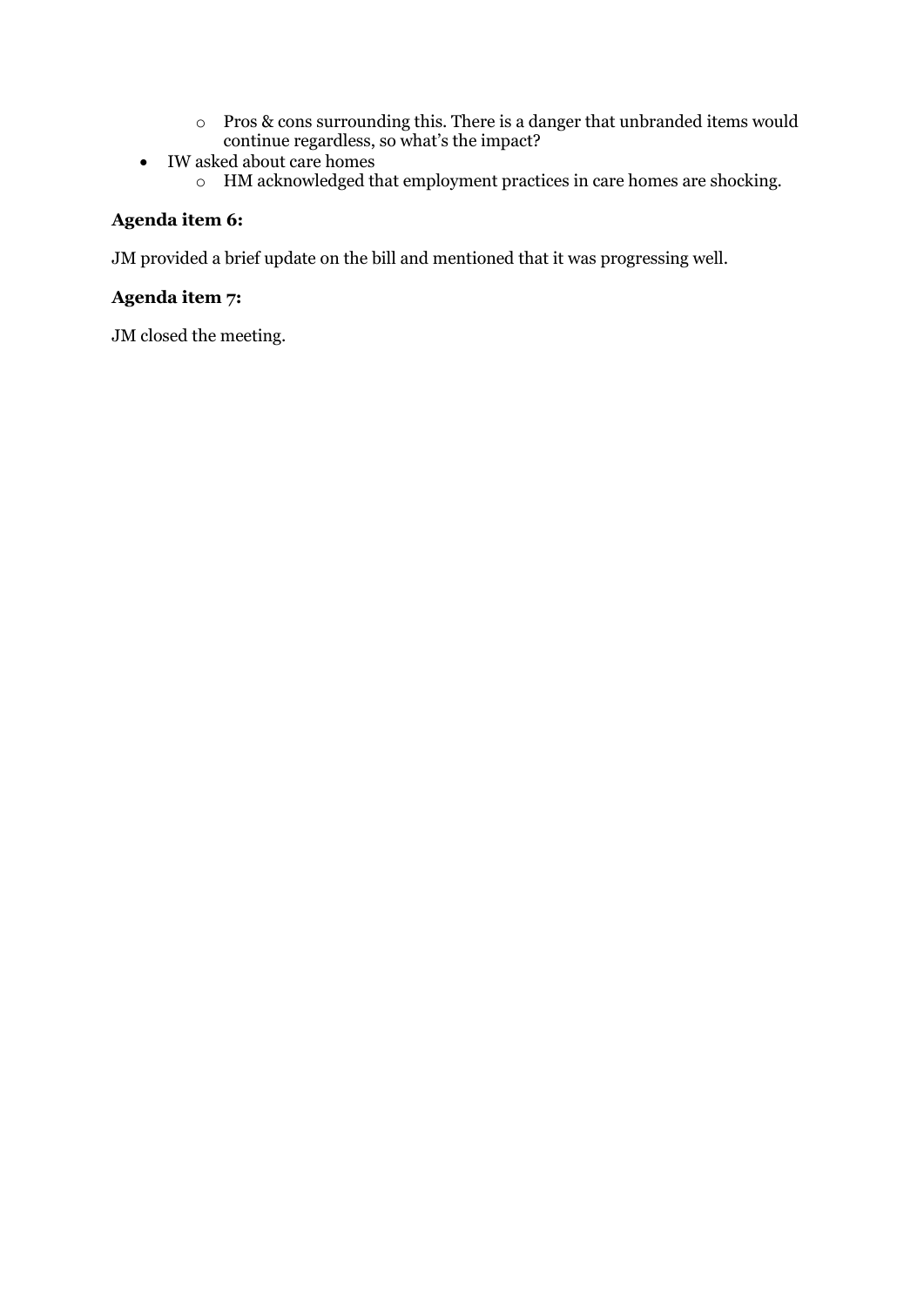- Pros & cons surrounding this. There is a danger that unbranded items would continue regardless, so what's the impact?
- IW asked about care homes
    - HM acknowledged that employment practices in care homes are shocking.

**Agenda item 6:**

JM provided a brief update on the bill and mentioned that it was progressing well.

**Agenda item 7:**

JM closed the meeting.